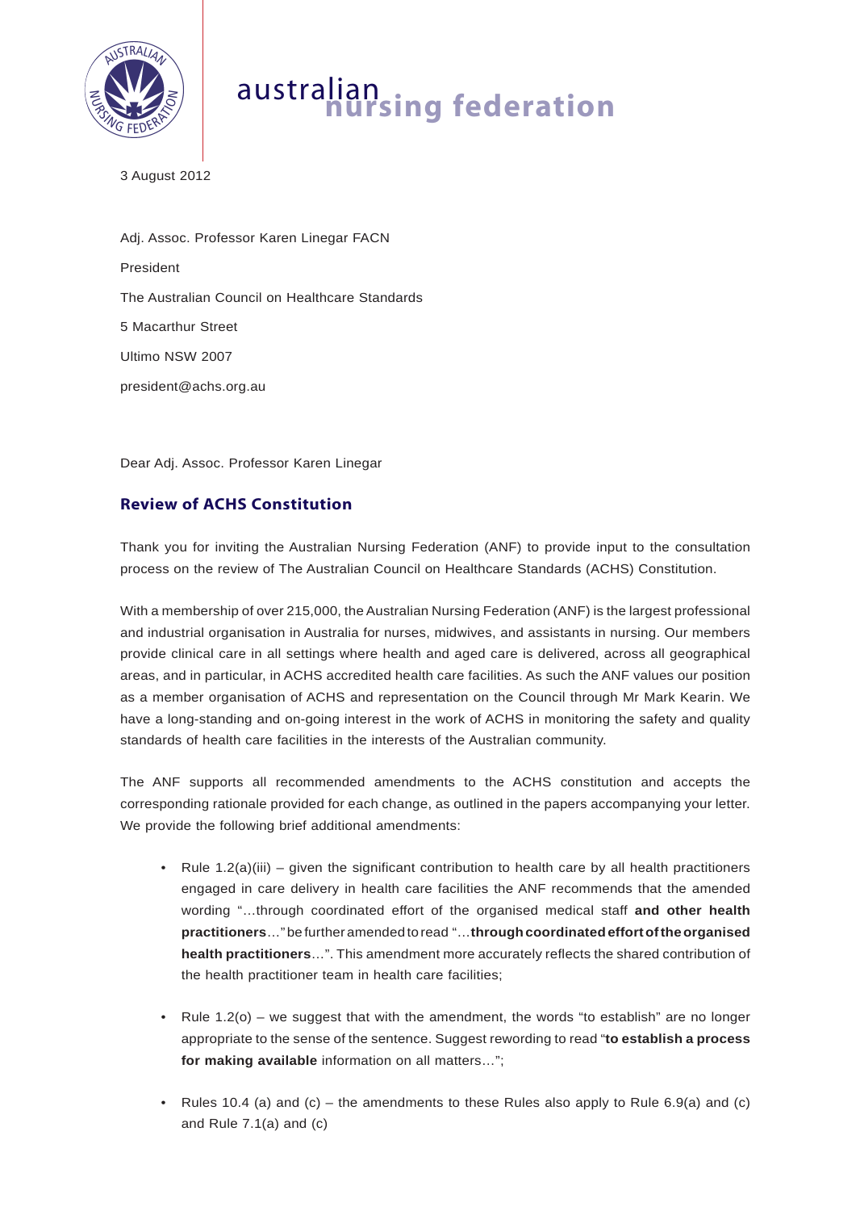australian **nursing federation**

3 August 2012

Adj. Assoc. Professor Karen Linegar FACN

President

The Australian Council on Healthcare Standards

5 Macarthur Street

Ultimo NSW 2007

president@achs.org.au

Dear Adj. Assoc. Professor Karen Linegar

## Review of ACHS Constitution

Thank you for inviting the Australian Nursing Federation (ANF) to provide input to the consultation process on the review of The Australian Council on Healthcare Standards (ACHS) Constitution.

With a membership of over 215,000, the Australian Nursing Federation (ANF) is the largest professional and industrial organisation in Australia for nurses, midwives, and assistants in nursing. Our members provide clinical care in all settings where health and aged care is delivered, across all geographical areas, and in particular, in ACHS accredited health care facilities. As such the ANF values our position as a member organisation of ACHS and representation on the Council through Mr Mark Kearin. We have a long-standing and on-going interest in the work of ACHS in monitoring the safety and quality standards of health care facilities in the interests of the Australian community.

The ANF supports all recommended amendments to the ACHS constitution and accepts the corresponding rationale provided for each change, as outlined in the papers accompanying your letter. We provide the following brief additional amendments:

- Rule 1.2(a)(iii) – given the significant contribution to health care by all health practitioners engaged in care delivery in health care facilities the ANF recommends that the amended wording "…through coordinated effort of the organised medical staff **and other health practitioners**…" be further amended to read "…**through coordinated effort of the organised health practitioners**…". This amendment more accurately reflects the shared contribution of the health practitioner team in health care facilities;

- Rule 1.2(o) – we suggest that with the amendment, the words "to establish" are no longer appropriate to the sense of the sentence. Suggest rewording to read "**to establish a process for making available** information on all matters…";

- Rules 10.4 (a) and (c) – the amendments to these Rules also apply to Rule 6.9(a) and (c) and Rule 7.1(a) and (c)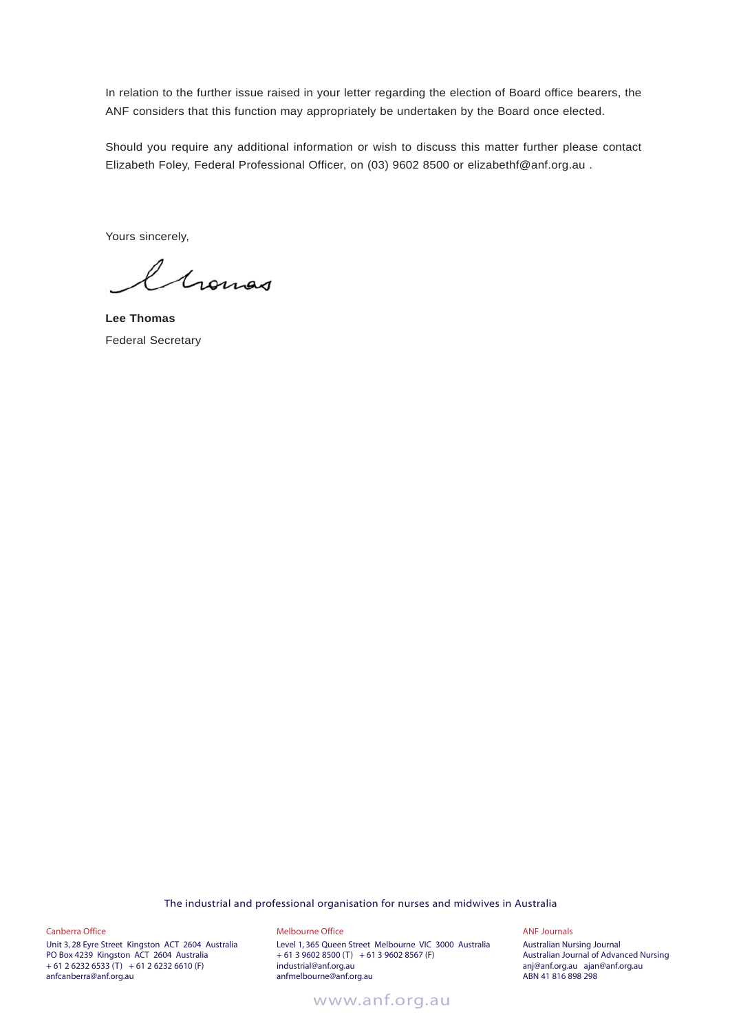In relation to the further issue raised in your letter regarding the election of Board office bearers, the ANF considers that this function may appropriately be undertaken by the Board once elected.

Should you require any additional information or wish to discuss this matter further please contact Elizabeth Foley, Federal Professional Officer, on (03) 9602 8500 or elizabethf@anf.org.au .

Yours sincerely,

**Lee Thomas**
Federal Secretary

The industrial and professional organisation for nurses and midwives in Australia

Canberra Office
Unit 3, 28 Eyre Street Kingston ACT 2604 Australia
PO Box 4239 Kingston ACT 2604 Australia
+ 61 2 6232 6533 (T) + 61 2 6232 6610 (F)
anfcanberra@anf.org.au

Melbourne Office
Level 1, 365 Queen Street Melbourne VIC 3000 Australia
+ 61 3 9602 8500 (T) + 61 3 9602 8567 (F)
industrial@anf.org.au
anfmelbourne@anf.org.au

ANF Journals
Australian Nursing Journal
Australian Journal of Advanced Nursing
anj@anf.org.au ajan@anf.org.au
ABN 41 816 898 298

www.anf.org.au